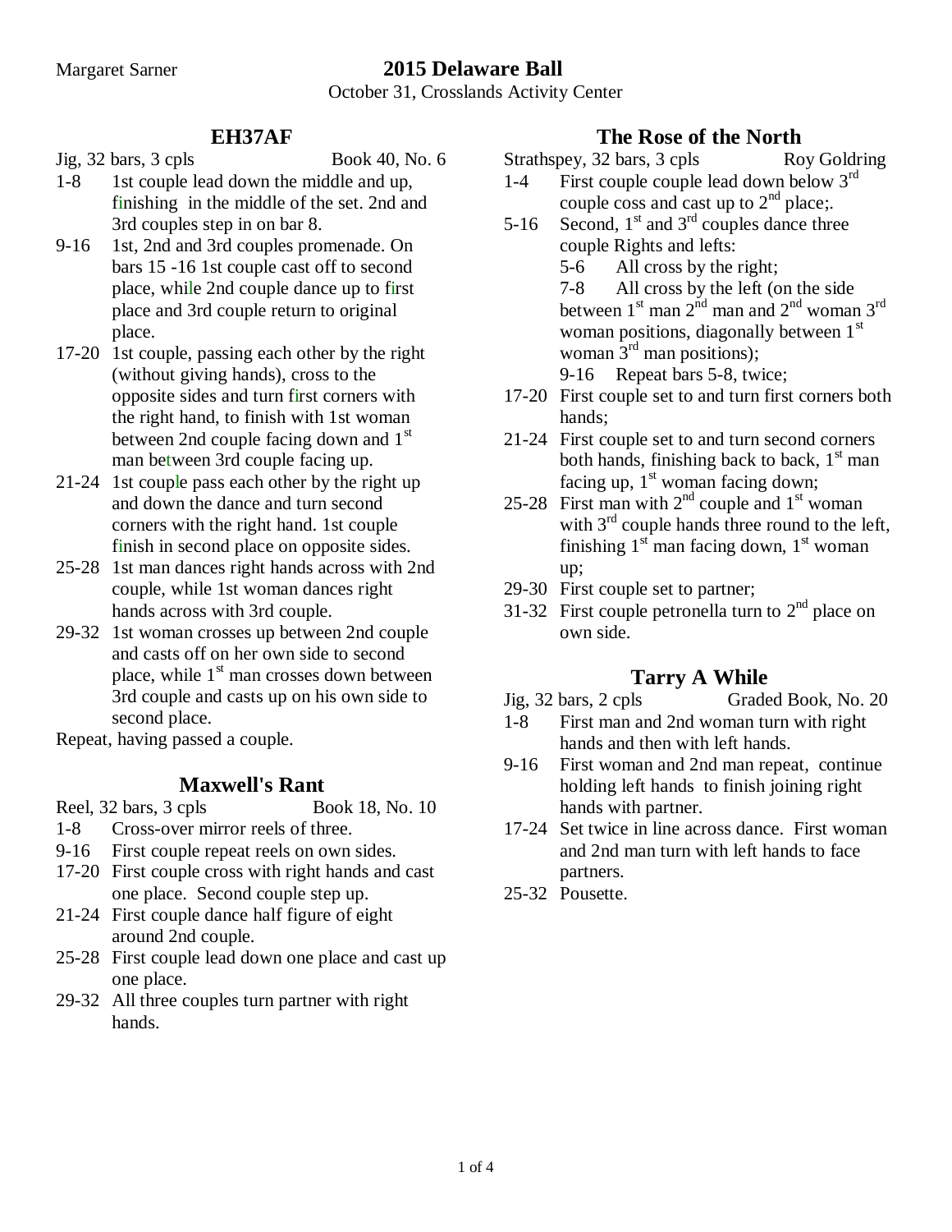Margaret Sarner

# 2015 Delaware Ball

October 31, Crosslands Activity Center

## EH37AF

Jig, 32 bars, 3 cpls — Book 40, No. 6

- 1-8 1st couple lead down the middle and up, finishing in the middle of the set. 2nd and 3rd couples step in on bar 8.
- 9-16 1st, 2nd and 3rd couples promenade. On bars 15 -16 1st couple cast off to second place, while 2nd couple dance up to first place and 3rd couple return to original place.
- 17-20 1st couple, passing each other by the right (without giving hands), cross to the opposite sides and turn first corners with the right hand, to finish with 1st woman between 2nd couple facing down and 1st man between 3rd couple facing up.
- 21-24 1st couple pass each other by the right up and down the dance and turn second corners with the right hand. 1st couple finish in second place on opposite sides.
- 25-28 1st man dances right hands across with 2nd couple, while 1st woman dances right hands across with 3rd couple.
- 29-32 1st woman crosses up between 2nd couple and casts off on her own side to second place, while 1st man crosses down between 3rd couple and casts up on his own side to second place.

Repeat, having passed a couple.

## Maxwell's Rant

Reel, 32 bars, 3 cpls — Book 18, No. 10

- 1-8 Cross-over mirror reels of three.
- 9-16 First couple repeat reels on own sides.
- 17-20 First couple cross with right hands and cast one place. Second couple step up.
- 21-24 First couple dance half figure of eight around 2nd couple.
- 25-28 First couple lead down one place and cast up one place.
- 29-32 All three couples turn partner with right hands.

## The Rose of the North

Strathspey, 32 bars, 3 cpls — Roy Goldring

- 1-4 First couple couple lead down below 3rd couple coss and cast up to 2nd place;.
- 5-16 Second, 1st and 3rd couples dance three couple Rights and lefts:
  - 5-6 All cross by the right;
  - 7-8 All cross by the left (on the side between 1st man 2nd man and 2nd woman 3rd woman positions, diagonally between 1st woman 3rd man positions);
  - 9-16 Repeat bars 5-8, twice;
- 17-20 First couple set to and turn first corners both hands;
- 21-24 First couple set to and turn second corners both hands, finishing back to back, 1st man facing up, 1st woman facing down;
- 25-28 First man with 2nd couple and 1st woman with 3rd couple hands three round to the left, finishing 1st man facing down, 1st woman up;
- 29-30 First couple set to partner;
- 31-32 First couple petronella turn to 2nd place on own side.

## Tarry A While

Jig, 32 bars, 2 cpls — Graded Book, No. 20

- 1-8 First man and 2nd woman turn with right hands and then with left hands.
- 9-16 First woman and 2nd man repeat, continue holding left hands to finish joining right hands with partner.
- 17-24 Set twice in line across dance. First woman and 2nd man turn with left hands to face partners.
- 25-32 Pousette.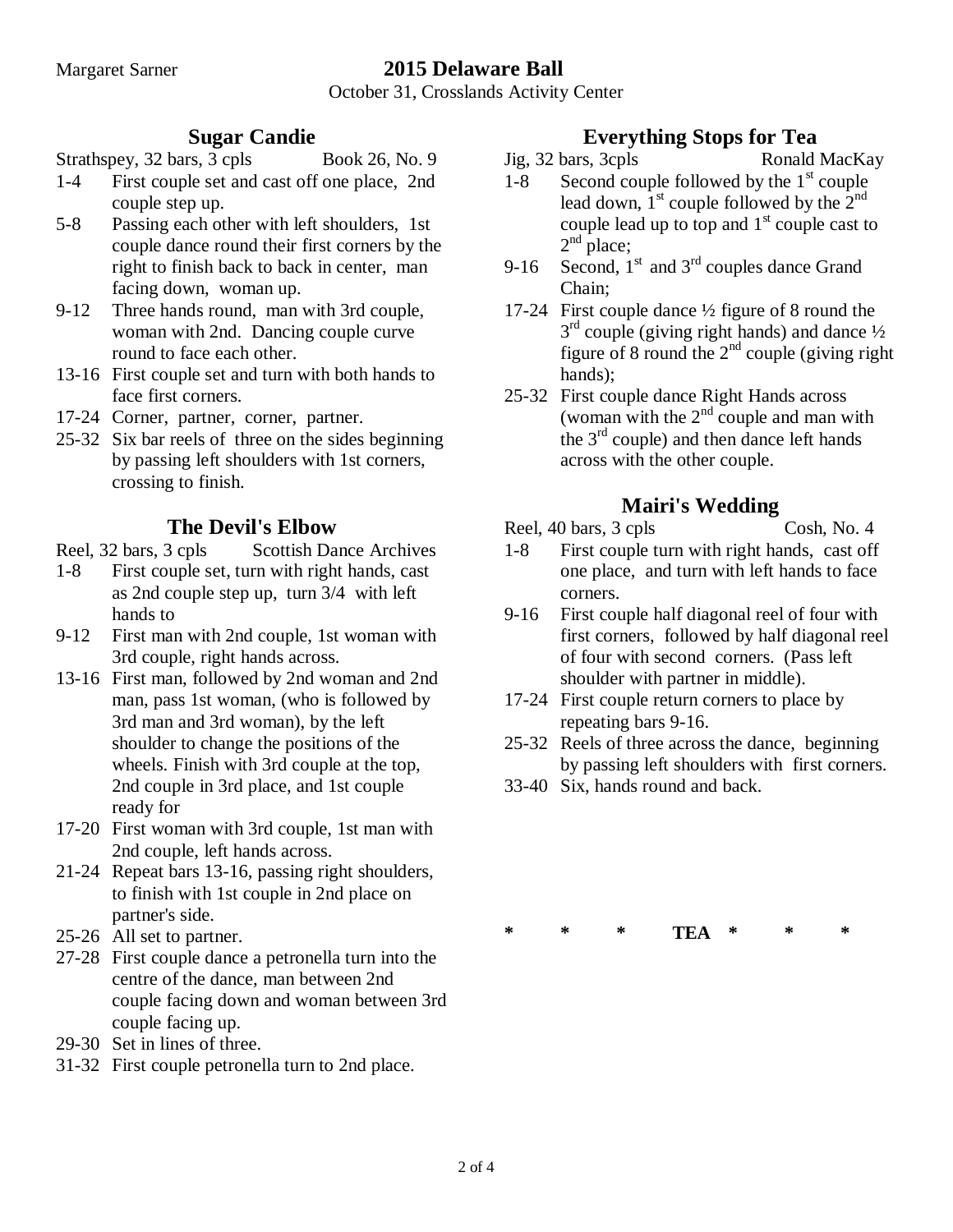Margaret Sarner

# 2015 Delaware Ball

October 31, Crosslands Activity Center

## Sugar Candie

Strathspey, 32 bars, 3 cpls    Book 26, No. 9

- 1-4 First couple set and cast off one place, 2nd couple step up.
- 5-8 Passing each other with left shoulders, 1st couple dance round their first corners by the right to finish back to back in center, man facing down, woman up.
- 9-12 Three hands round, man with 3rd couple, woman with 2nd. Dancing couple curve round to face each other.
- 13-16 First couple set and turn with both hands to face first corners.
- 17-24 Corner, partner, corner, partner.
- 25-32 Six bar reels of three on the sides beginning by passing left shoulders with 1st corners, crossing to finish.

## The Devil's Elbow

Reel, 32 bars, 3 cpls    Scottish Dance Archives

- 1-8 First couple set, turn with right hands, cast as 2nd couple step up, turn 3/4 with left hands to
- 9-12 First man with 2nd couple, 1st woman with 3rd couple, right hands across.
- 13-16 First man, followed by 2nd woman and 2nd man, pass 1st woman, (who is followed by 3rd man and 3rd woman), by the left shoulder to change the positions of the wheels. Finish with 3rd couple at the top, 2nd couple in 3rd place, and 1st couple ready for
- 17-20 First woman with 3rd couple, 1st man with 2nd couple, left hands across.
- 21-24 Repeat bars 13-16, passing right shoulders, to finish with 1st couple in 2nd place on partner's side.
- 25-26 All set to partner.
- 27-28 First couple dance a petronella turn into the centre of the dance, man between 2nd couple facing down and woman between 3rd couple facing up.
- 29-30 Set in lines of three.
- 31-32 First couple petronella turn to 2nd place.

## Everything Stops for Tea

Jig, 32 bars, 3cpls    Ronald MacKay

- 1-8 Second couple followed by the 1st couple lead down, 1st couple followed by the 2nd couple lead up to top and 1st couple cast to 2nd place;
- 9-16 Second, 1st and 3rd couples dance Grand Chain;
- 17-24 First couple dance ½ figure of 8 round the 3rd couple (giving right hands) and dance ½ figure of 8 round the 2nd couple (giving right hands);
- 25-32 First couple dance Right Hands across (woman with the 2nd couple and man with the 3rd couple) and then dance left hands across with the other couple.

## Mairi's Wedding

Reel, 40 bars, 3 cpls    Cosh, No. 4

- 1-8 First couple turn with right hands, cast off one place, and turn with left hands to face corners.
- 9-16 First couple half diagonal reel of four with first corners, followed by half diagonal reel of four with second corners. (Pass left shoulder with partner in middle).
- 17-24 First couple return corners to place by repeating bars 9-16.
- 25-32 Reels of three across the dance, beginning by passing left shoulders with first corners.
- 33-40 Six, hands round and back.

\* \* \* **TEA** \* \* \*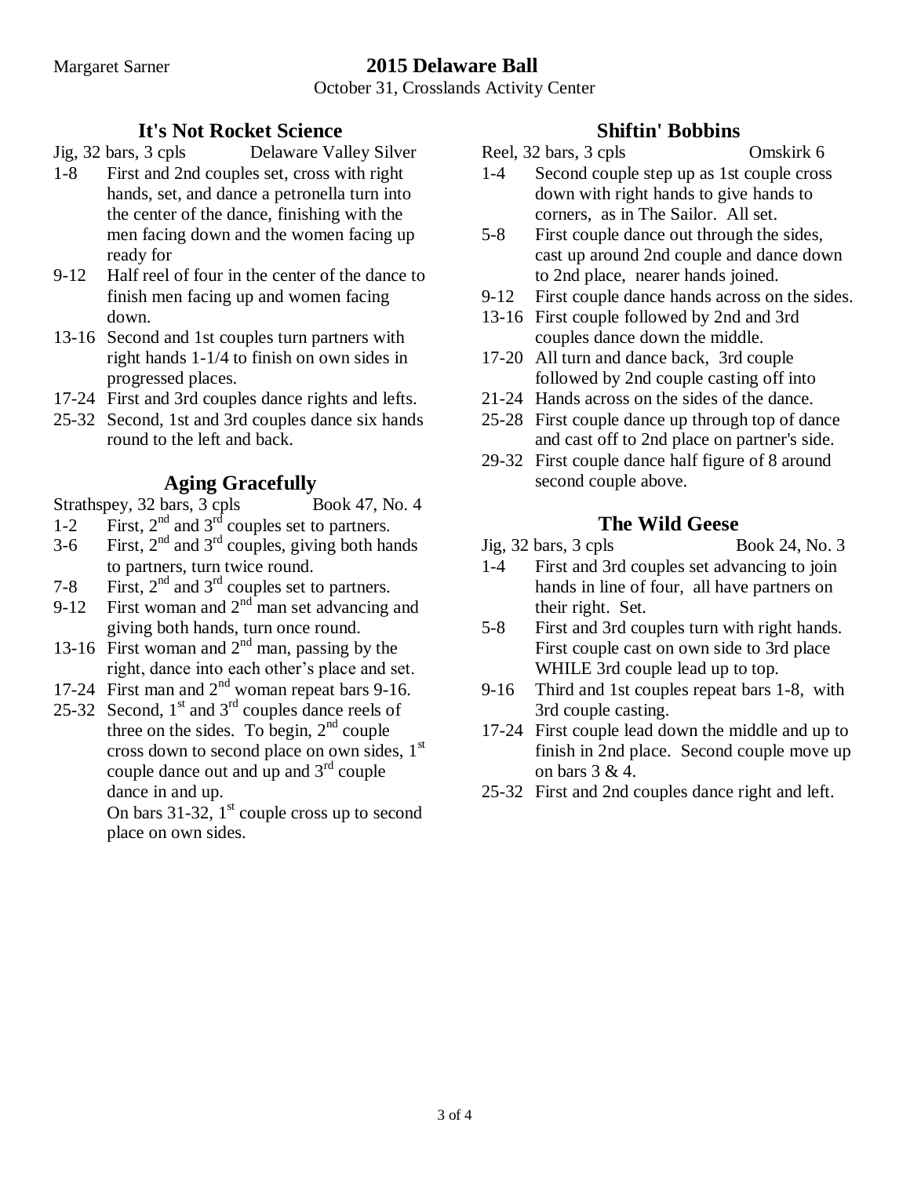Margaret Sarner

# 2015 Delaware Ball

October 31, Crosslands Activity Center

## It's Not Rocket Science

Jig, 32 bars, 3 cpls — Delaware Valley Silver

- 1-8 First and 2nd couples set, cross with right hands, set, and dance a petronella turn into the center of the dance, finishing with the men facing down and the women facing up ready for
- 9-12 Half reel of four in the center of the dance to finish men facing up and women facing down.
- 13-16 Second and 1st couples turn partners with right hands 1-1/4 to finish on own sides in progressed places.
- 17-24 First and 3rd couples dance rights and lefts.
- 25-32 Second, 1st and 3rd couples dance six hands round to the left and back.

## Aging Gracefully

Strathspey, 32 bars, 3 cpls — Book 47, No. 4

- 1-2 First, 2nd and 3rd couples set to partners.
- 3-6 First, 2nd and 3rd couples, giving both hands to partners, turn twice round.
- 7-8 First, 2nd and 3rd couples set to partners.
- 9-12 First woman and 2nd man set advancing and giving both hands, turn once round.
- 13-16 First woman and 2nd man, passing by the right, dance into each other's place and set.
- 17-24 First man and 2nd woman repeat bars 9-16.
- 25-32 Second, 1st and 3rd couples dance reels of three on the sides. To begin, 2nd couple cross down to second place on own sides, 1st couple dance out and up and 3rd couple dance in and up.
  On bars 31-32, 1st couple cross up to second place on own sides.

## Shiftin' Bobbins

Reel, 32 bars, 3 cpls — Omskirk 6

- 1-4 Second couple step up as 1st couple cross down with right hands to give hands to corners, as in The Sailor. All set.
- 5-8 First couple dance out through the sides, cast up around 2nd couple and dance down to 2nd place, nearer hands joined.
- 9-12 First couple dance hands across on the sides.
- 13-16 First couple followed by 2nd and 3rd couples dance down the middle.
- 17-20 All turn and dance back, 3rd couple followed by 2nd couple casting off into
- 21-24 Hands across on the sides of the dance.
- 25-28 First couple dance up through top of dance and cast off to 2nd place on partner's side.
- 29-32 First couple dance half figure of 8 around second couple above.

## The Wild Geese

Jig, 32 bars, 3 cpls — Book 24, No. 3

- 1-4 First and 3rd couples set advancing to join hands in line of four, all have partners on their right. Set.
- 5-8 First and 3rd couples turn with right hands. First couple cast on own side to 3rd place WHILE 3rd couple lead up to top.
- 9-16 Third and 1st couples repeat bars 1-8, with 3rd couple casting.
- 17-24 First couple lead down the middle and up to finish in 2nd place. Second couple move up on bars 3 & 4.
- 25-32 First and 2nd couples dance right and left.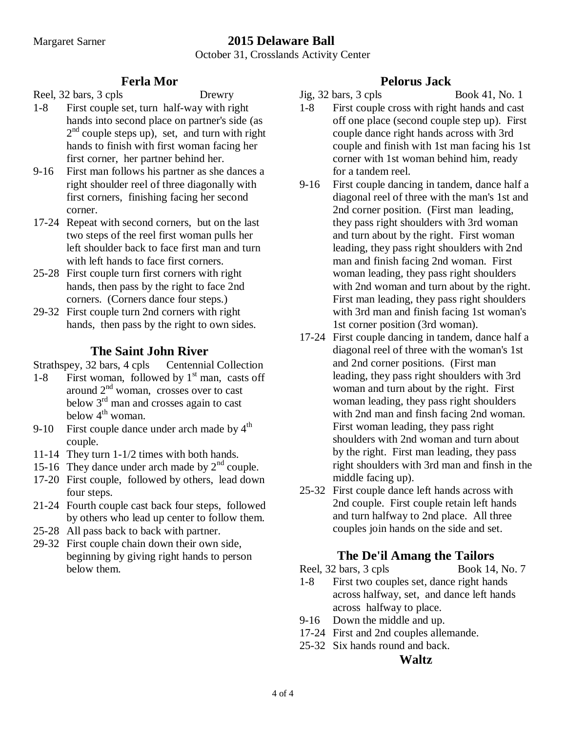Margaret Sarner

# 2015 Delaware Ball

October 31, Crosslands Activity Center

## Ferla Mor

Reel, 32 bars, 3 cpls — Drewry

- 1-8 First couple set, turn half-way with right hands into second place on partner's side (as 2nd couple steps up), set, and turn with right hands to finish with first woman facing her first corner, her partner behind her.
- 9-16 First man follows his partner as she dances a right shoulder reel of three diagonally with first corners, finishing facing her second corner.
- 17-24 Repeat with second corners, but on the last two steps of the reel first woman pulls her left shoulder back to face first man and turn with left hands to face first corners.
- 25-28 First couple turn first corners with right hands, then pass by the right to face 2nd corners. (Corners dance four steps.)
- 29-32 First couple turn 2nd corners with right hands, then pass by the right to own sides.

## The Saint John River

Strathspey, 32 bars, 4 cpls — Centennial Collection

- 1-8 First woman, followed by 1st man, casts off around 2nd woman, crosses over to cast below 3rd man and crosses again to cast below 4th woman.
- 9-10 First couple dance under arch made by 4th couple.
- 11-14 They turn 1-1/2 times with both hands.
- 15-16 They dance under arch made by 2nd couple.
- 17-20 First couple, followed by others, lead down four steps.
- 21-24 Fourth couple cast back four steps, followed by others who lead up center to follow them.
- 25-28 All pass back to back with partner.
- 29-32 First couple chain down their own side, beginning by giving right hands to person below them.

## Pelorus Jack

Jig, 32 bars, 3 cpls — Book 41, No. 1

- 1-8 First couple cross with right hands and cast off one place (second couple step up). First couple dance right hands across with 3rd couple and finish with 1st man facing his 1st corner with 1st woman behind him, ready for a tandem reel.
- 9-16 First couple dancing in tandem, dance half a diagonal reel of three with the man's 1st and 2nd corner position. (First man leading, they pass right shoulders with 3rd woman and turn about by the right. First woman leading, they pass right shoulders with 2nd man and finish facing 2nd woman. First woman leading, they pass right shoulders with 2nd woman and turn about by the right. First man leading, they pass right shoulders with 3rd man and finish facing 1st woman's 1st corner position (3rd woman).
- 17-24 First couple dancing in tandem, dance half a diagonal reel of three with the woman's 1st and 2nd corner positions. (First man leading, they pass right shoulders with 3rd woman and turn about by the right. First woman leading, they pass right shoulders with 2nd man and finsh facing 2nd woman. First woman leading, they pass right shoulders with 2nd woman and turn about by the right. First man leading, they pass right shoulders with 3rd man and finsh in the middle facing up).
- 25-32 First couple dance left hands across with 2nd couple. First couple retain left hands and turn halfway to 2nd place. All three couples join hands on the side and set.

## The De'il Amang the Tailors

Reel, 32 bars, 3 cpls — Book 14, No. 7

- 1-8 First two couples set, dance right hands across halfway, set, and dance left hands across halfway to place.
- 9-16 Down the middle and up.
- 17-24 First and 2nd couples allemande.
- 25-32 Six hands round and back.

**Waltz**